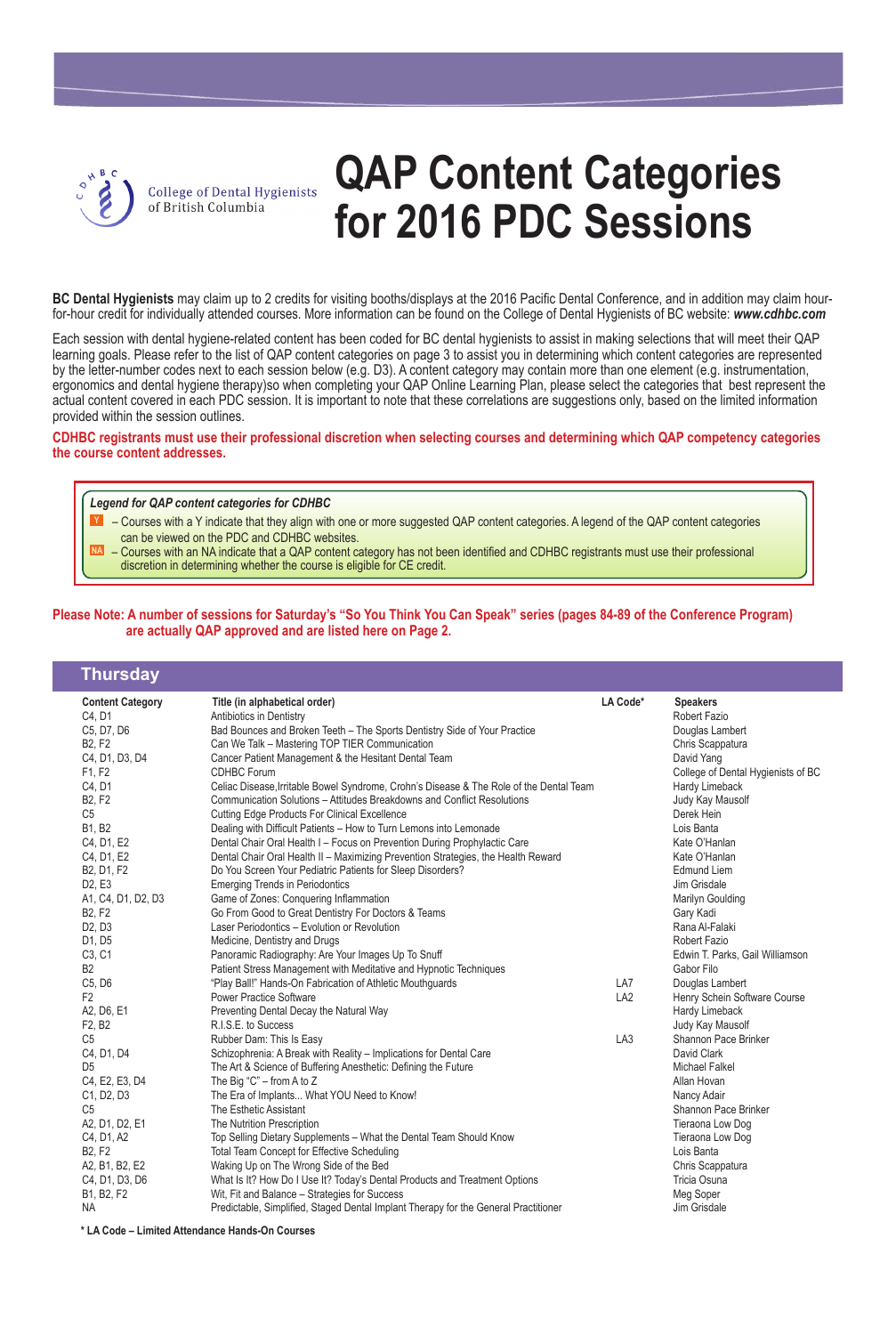College of Dental Hygienists of British Columbia

# QAP Content Categories for 2016 PDC Sessions

**BC Dental Hygienists** may claim up to 2 credits for visiting booths/displays at the 2016 Pacific Dental Conference, and in addition may claim hour-for-hour credit for individually attended courses. More information can be found on the College of Dental Hygienists of BC website: ***www.cdhbc.com***

Each session with dental hygiene-related content has been coded for BC dental hygienists to assist in making selections that will meet their QAP learning goals. Please refer to the list of QAP content categories on page 3 to assist you in determining which content categories are represented by the letter-number codes next to each session below (e.g. D3). A content category may contain more than one element (e.g. instrumentation, ergonomics and dental hygiene therapy)so when completing your QAP Online Learning Plan, please select the categories that best represent the actual content covered in each PDC session. It is important to note that these correlations are suggestions only, based on the limited information provided within the session outlines.

**CDHBC registrants must use their professional discretion when selecting courses and determining which QAP competency categories the course content addresses.**

***Legend for QAP content categories for CDHBC***

- Y – Courses with a Y indicate that they align with one or more suggested QAP content categories. A legend of the QAP content categories can be viewed on the PDC and CDHBC websites.
- NA – Courses with an NA indicate that a QAP content category has not been identified and CDHBC registrants must use their professional discretion in determining whether the course is eligible for CE credit.

**Please Note: A number of sessions for Saturday's "So You Think You Can Speak" series (pages 84-89 of the Conference Program) are actually QAP approved and are listed here on Page 2.**

## Thursday

| Content Category | Title (in alphabetical order) | LA Code* | Speakers |
|---|---|---|---|
| C4, D1 | Antibiotics in Dentistry | | Robert Fazio |
| C5, D7, D6 | Bad Bounces and Broken Teeth – The Sports Dentistry Side of Your Practice | | Douglas Lambert |
| B2, F2 | Can We Talk – Mastering TOP TIER Communication | | Chris Scappatura |
| C4, D1, D3, D4 | Cancer Patient Management & the Hesitant Dental Team | | David Yang |
| F1, F2 | CDHBC Forum | | College of Dental Hygienists of BC |
| C4, D1 | Celiac Disease,Irritable Bowel Syndrome, Crohn's Disease & The Role of the Dental Team | | Hardy Limeback |
| B2, F2 | Communication Solutions – Attitudes Breakdowns and Conflict Resolutions | | Judy Kay Mausolf |
| C5 | Cutting Edge Products For Clinical Excellence | | Derek Hein |
| B1, B2 | Dealing with Difficult Patients – How to Turn Lemons into Lemonade | | Lois Banta |
| C4, D1, E2 | Dental Chair Oral Health I – Focus on Prevention During Prophylactic Care | | Kate O'Hanlan |
| C4, D1, E2 | Dental Chair Oral Health II – Maximizing Prevention Strategies, the Health Reward | | Kate O'Hanlan |
| B2, D1, F2 | Do You Screen Your Pediatric Patients for Sleep Disorders? | | Edmund Liem |
| D2, E3 | Emerging Trends in Periodontics | | Jim Grisdale |
| A1, C4, D1, D2, D3 | Game of Zones: Conquering Inflammation | | Marilyn Goulding |
| B2, F2 | Go From Good to Great Dentistry For Doctors & Teams | | Gary Kadi |
| D2, D3 | Laser Periodontics – Evolution or Revolution | | Rana Al-Falaki |
| D1, D5 | Medicine, Dentistry and Drugs | | Robert Fazio |
| C3, C1 | Panoramic Radiography: Are Your Images Up To Snuff | | Edwin T. Parks, Gail Williamson |
| B2 | Patient Stress Management with Meditative and Hypnotic Techniques | | Gabor Filo |
| C5, D6 | "Play Ball!" Hands-On Fabrication of Athletic Mouthguards | LA7 | Douglas Lambert |
| F2 | Power Practice Software | LA2 | Henry Schein Software Course |
| A2, D6, E1 | Preventing Dental Decay the Natural Way | | Hardy Limeback |
| F2, B2 | R.I.S.E. to Success | | Judy Kay Mausolf |
| C5 | Rubber Dam: This Is Easy | LA3 | Shannon Pace Brinker |
| C4, D1, D4 | Schizophrenia: A Break with Reality – Implications for Dental Care | | David Clark |
| D5 | The Art & Science of Buffering Anesthetic: Defining the Future | | Michael Falkel |
| C4, E2, E3, D4 | The Big "C" – from A to Z | | Allan Hovan |
| C1, D2, D3 | The Era of Implants... What YOU Need to Know! | | Nancy Adair |
| C5 | The Esthetic Assistant | | Shannon Pace Brinker |
| A2, D1, D2, E1 | The Nutrition Prescription | | Tieraona Low Dog |
| C4, D1, A2 | Top Selling Dietary Supplements – What the Dental Team Should Know | | Tieraona Low Dog |
| B2, F2 | Total Team Concept for Effective Scheduling | | Lois Banta |
| A2, B1, B2, E2 | Waking Up on The Wrong Side of the Bed | | Chris Scappatura |
| C4, D1, D3, D6 | What Is It? How Do I Use It? Today's Dental Products and Treatment Options | | Tricia Osuna |
| B1, B2, F2 | Wit, Fit and Balance – Strategies for Success | | Meg Soper |
| NA | Predictable, Simplified, Staged Dental Implant Therapy for the General Practitioner | | Jim Grisdale |

**\* LA Code – Limited Attendance Hands-On Courses**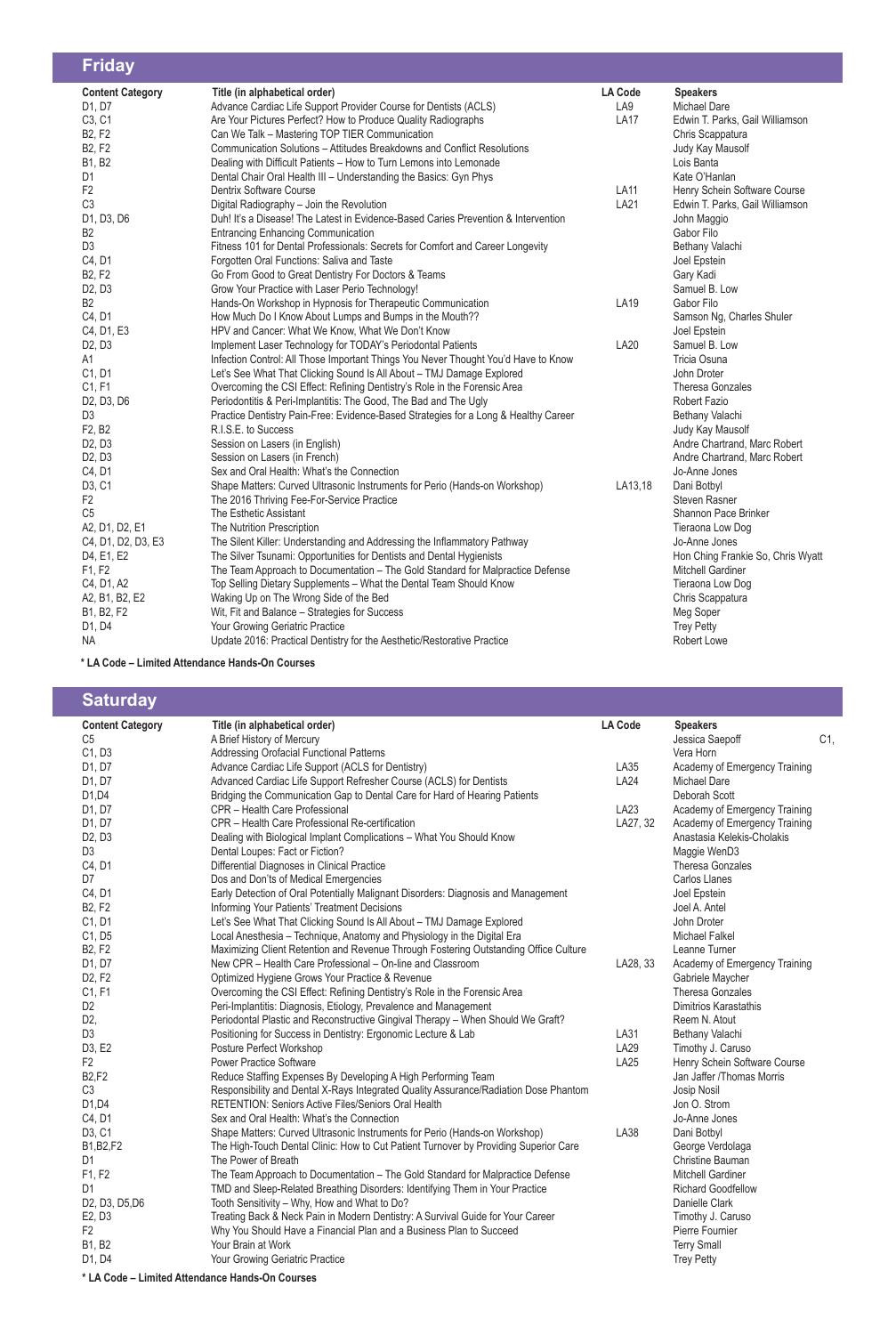## Friday

| Content Category | Title (in alphabetical order) | LA Code | Speakers |
|---|---|---|---|
| D1, D7 | Advance Cardiac Life Support Provider Course for Dentists (ACLS) | LA9 | Michael Dare |
| C3, C1 | Are Your Pictures Perfect? How to Produce Quality Radiographs | LA17 | Edwin T. Parks, Gail Williamson |
| B2, F2 | Can We Talk – Mastering TOP TIER Communication | | Chris Scappatura |
| B2, F2 | Communication Solutions – Attitudes Breakdowns and Conflict Resolutions | | Judy Kay Mausolf |
| B1, B2 | Dealing with Difficult Patients – How to Turn Lemons into Lemonade | | Lois Banta |
| D1 | Dental Chair Oral Health III – Understanding the Basics: Gyn Phys | | Kate O'Hanlan |
| F2 | Dentrix Software Course | LA11 | Henry Schein Software Course |
| C3 | Digital Radiography – Join the Revolution | LA21 | Edwin T. Parks, Gail Williamson |
| D1, D3, D6 | Duh! It's a Disease! The Latest in Evidence-Based Caries Prevention & Intervention | | John Maggio |
| B2 | Entrancing Enhancing Communication | | Gabor Filo |
| D3 | Fitness 101 for Dental Professionals: Secrets for Comfort and Career Longevity | | Bethany Valachi |
| C4, D1 | Forgotten Oral Functions: Saliva and Taste | | Joel Epstein |
| B2, F2 | Go From Good to Great Dentistry For Doctors & Teams | | Gary Kadi |
| D2, D3 | Grow Your Practice with Laser Perio Technology! | | Samuel B. Low |
| B2 | Hands-On Workshop in Hypnosis for Therapeutic Communication | LA19 | Gabor Filo |
| C4, D1 | How Much Do I Know About Lumps and Bumps in the Mouth?? | | Samson Ng, Charles Shuler |
| C4, D1, E3 | HPV and Cancer: What We Know, What We Don't Know | | Joel Epstein |
| D2, D3 | Implement Laser Technology for TODAY's Periodontal Patients | LA20 | Samuel B. Low |
| A1 | Infection Control: All Those Important Things You Never Thought You'd Have to Know | | Tricia Osuna |
| C1, D1 | Let's See What That Clicking Sound Is All About – TMJ Damage Explored | | John Droter |
| C1, F1 | Overcoming the CSI Effect: Refining Dentistry's Role in the Forensic Area | | Theresa Gonzales |
| D2, D3, D6 | Periodontitis & Peri-Implantitis: The Good, The Bad and The Ugly | | Robert Fazio |
| D3 | Practice Dentistry Pain-Free: Evidence-Based Strategies for a Long & Healthy Career | | Bethany Valachi |
| F2, B2 | R.I.S.E. to Success | | Judy Kay Mausolf |
| D2, D3 | Session on Lasers (in English) | | Andre Chartrand, Marc Robert |
| D2, D3 | Session on Lasers (in French) | | Andre Chartrand, Marc Robert |
| C4, D1 | Sex and Oral Health: What's the Connection | | Jo-Anne Jones |
| D3, C1 | Shape Matters: Curved Ultrasonic Instruments for Perio (Hands-on Workshop) | LA13,18 | Dani Botbyl |
| F2 | The 2016 Thriving Fee-For-Service Practice | | Steven Rasner |
| C5 | The Esthetic Assistant | | Shannon Pace Brinker |
| A2, D1, D2, E1 | The Nutrition Prescription | | Tieraona Low Dog |
| C4, D1, D2, D3, E3 | The Silent Killer: Understanding and Addressing the Inflammatory Pathway | | Jo-Anne Jones |
| D4, E1, E2 | The Silver Tsunami: Opportunities for Dentists and Dental Hygienists | | Hon Ching Frankie So, Chris Wyatt |
| F1, F2 | The Team Approach to Documentation – The Gold Standard for Malpractice Defense | | Mitchell Gardiner |
| C4, D1, A2 | Top Selling Dietary Supplements – What the Dental Team Should Know | | Tieraona Low Dog |
| A2, B1, B2, E2 | Waking Up on The Wrong Side of the Bed | | Chris Scappatura |
| B1, B2, F2 | Wit, Fit and Balance – Strategies for Success | | Meg Soper |
| D1, D4 | Your Growing Geriatric Practice | | Trey Petty |
| NA | Update 2016: Practical Dentistry for the Aesthetic/Restorative Practice | | Robert Lowe |

**\* LA Code – Limited Attendance Hands-On Courses**

## Saturday

| Content Category | Title (in alphabetical order) | LA Code | Speakers |
|---|---|---|---|
| C5 | A Brief History of Mercury | | Jessica Saepoff C1, |
| C1, D3 | Addressing Orofacial Functional Patterns | | Vera Horn |
| D1, D7 | Advance Cardiac Life Support (ACLS for Dentistry) | LA35 | Academy of Emergency Training |
| D1, D7 | Advanced Cardiac Life Support Refresher Course (ACLS) for Dentists | LA24 | Michael Dare |
| D1,D4 | Bridging the Communication Gap to Dental Care for Hard of Hearing Patients | | Deborah Scott |
| D1, D7 | CPR – Health Care Professional | LA23 | Academy of Emergency Training |
| D1, D7 | CPR – Health Care Professional Re-certification | LA27, 32 | Academy of Emergency Training |
| D2, D3 | Dealing with Biological Implant Complications – What You Should Know | | Anastasia Kelekis-Cholakis |
| D3 | Dental Loupes: Fact or Fiction? | | Maggie WenD3 |
| C4, D1 | Differential Diagnoses in Clinical Practice | | Theresa Gonzales |
| D7 | Dos and Don'ts of Medical Emergencies | | Carlos Llanes |
| C4, D1 | Early Detection of Oral Potentially Malignant Disorders: Diagnosis and Management | | Joel Epstein |
| B2, F2 | Informing Your Patients' Treatment Decisions | | Joel A. Antel |
| C1, D1 | Let's See What That Clicking Sound Is All About – TMJ Damage Explored | | John Droter |
| C1, D5 | Local Anesthesia – Technique, Anatomy and Physiology in the Digital Era | | Michael Falkel |
| B2, F2 | Maximizing Client Retention and Revenue Through Fostering Outstanding Office Culture | | Leanne Turner |
| D1, D7 | New CPR – Health Care Professional – On-line and Classroom | LA28, 33 | Academy of Emergency Training |
| D2, F2 | Optimized Hygiene Grows Your Practice & Revenue | | Gabriele Maycher |
| C1, F1 | Overcoming the CSI Effect: Refining Dentistry's Role in the Forensic Area | | Theresa Gonzales |
| D2 | Peri-Implantitis: Diagnosis, Etiology, Prevalence and Management | | Dimitrios Karastathis |
| D2, | Periodontal Plastic and Reconstructive Gingival Therapy – When Should We Graft? | | Reem N. Atout |
| D3 | Positioning for Success in Dentistry: Ergonomic Lecture & Lab | LA31 | Bethany Valachi |
| D3, E2 | Posture Perfect Workshop | LA29 | Timothy J. Caruso |
| F2 | Power Practice Software | LA25 | Henry Schein Software Course |
| B2,F2 | Reduce Staffing Expenses By Developing A High Performing Team | | Jan Jaffer /Thomas Morris |
| C3 | Responsibility and Dental X-Rays Integrated Quality Assurance/Radiation Dose Phantom | | Josip Nosil |
| D1,D4 | RETENTION: Seniors Active Files/Seniors Oral Health | | Jon O. Strom |
| C4, D1 | Sex and Oral Health: What's the Connection | | Jo-Anne Jones |
| D3, C1 | Shape Matters: Curved Ultrasonic Instruments for Perio (Hands-on Workshop) | LA38 | Dani Botbyl |
| B1,B2,F2 | The High-Touch Dental Clinic: How to Cut Patient Turnover by Providing Superior Care | | George Verdolaga |
| D1 | The Power of Breath | | Christine Bauman |
| F1, F2 | The Team Approach to Documentation – The Gold Standard for Malpractice Defense | | Mitchell Gardiner |
| D1 | TMD and Sleep-Related Breathing Disorders: Identifying Them in Your Practice | | Richard Goodfellow |
| D2, D3, D5,D6 | Tooth Sensitivity – Why, How and What to Do? | | Danielle Clark |
| E2, D3 | Treating Back & Neck Pain in Modern Dentistry: A Survival Guide for Your Career | | Timothy J. Caruso |
| F2 | Why You Should Have a Financial Plan and a Business Plan to Succeed | | Pierre Fournier |
| B1, B2 | Your Brain at Work | | Terry Small |
| D1, D4 | Your Growing Geriatric Practice | | Trey Petty |

**\* LA Code – Limited Attendance Hands-On Courses**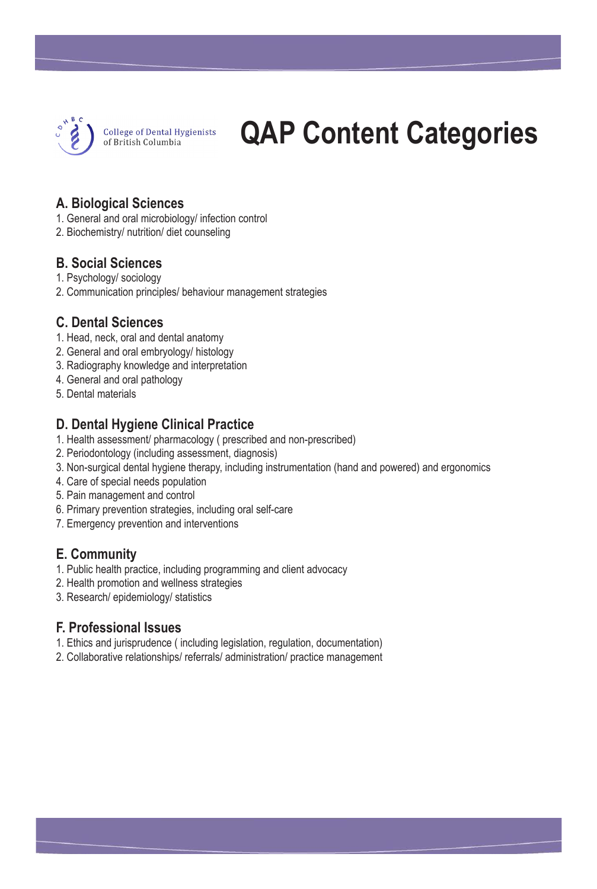College of Dental Hygienists of British Columbia

# QAP Content Categories

## A. Biological Sciences

1. General and oral microbiology/ infection control
2. Biochemistry/ nutrition/ diet counseling

## B. Social Sciences

1. Psychology/ sociology
2. Communication principles/ behaviour management strategies

## C. Dental Sciences

1. Head, neck, oral and dental anatomy
2. General and oral embryology/ histology
3. Radiography knowledge and interpretation
4. General and oral pathology
5. Dental materials

## D. Dental Hygiene Clinical Practice

1. Health assessment/ pharmacology ( prescribed and non-prescribed)
2. Periodontology (including assessment, diagnosis)
3. Non-surgical dental hygiene therapy, including instrumentation (hand and powered) and ergonomics
4. Care of special needs population
5. Pain management and control
6. Primary prevention strategies, including oral self-care
7. Emergency prevention and interventions

## E. Community

1. Public health practice, including programming and client advocacy
2. Health promotion and wellness strategies
3. Research/ epidemiology/ statistics

## F. Professional Issues

1. Ethics and jurisprudence ( including legislation, regulation, documentation)
2. Collaborative relationships/ referrals/ administration/ practice management